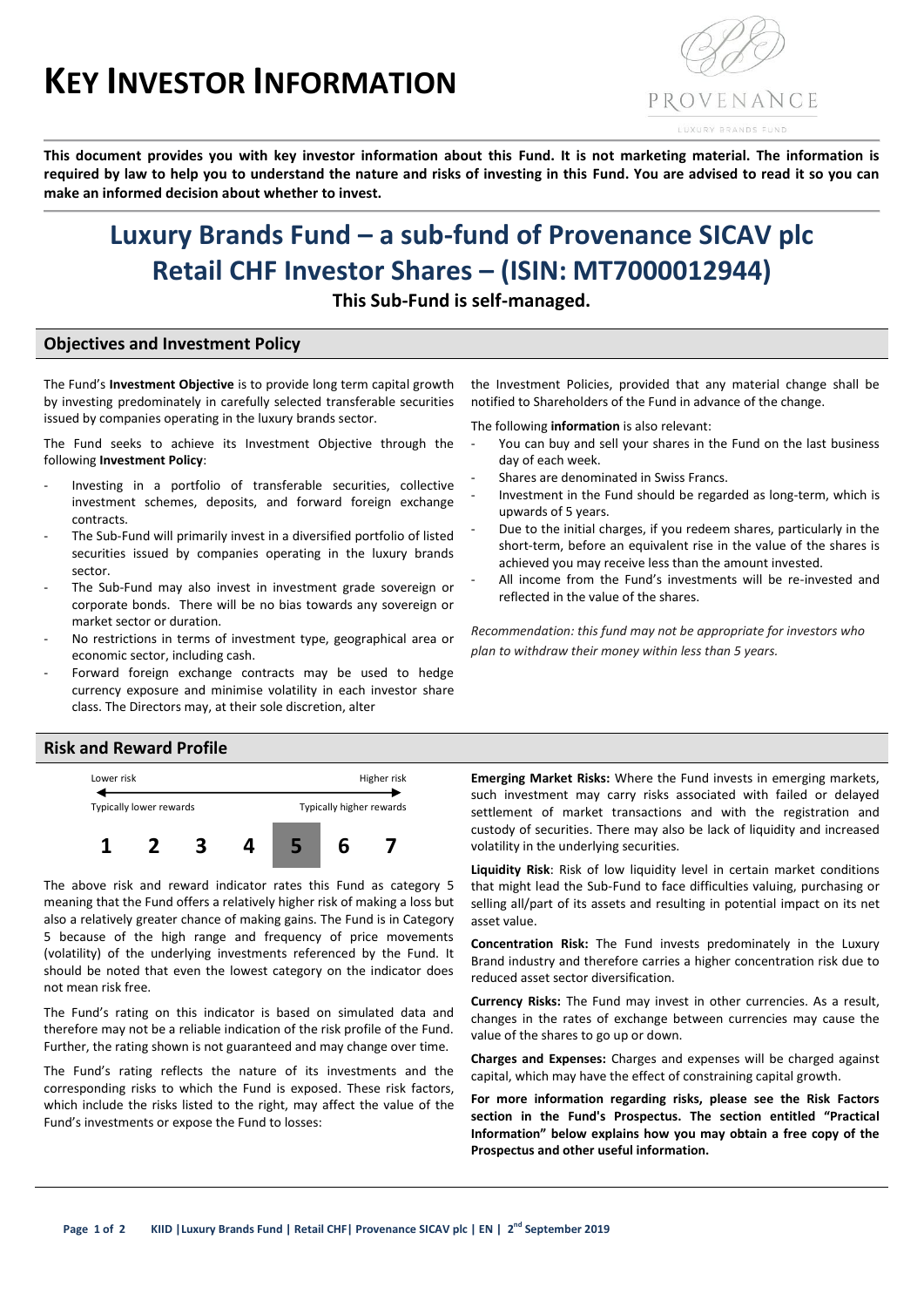# KEY INVESTOR INFORMATION

**This document provides you with key investor information about this Fund. It is not marketing material. The information is required by law to help you to understand the nature and risks of investing in this Fund. You are advised to read it so you can make an informed decision about whether to invest.**

# Luxury Brands Fund – a sub-fund of Provenance SICAV plc
# Retail CHF Investor Shares – (ISIN: MT7000012944)

**This Sub-Fund is self-managed.**

## Objectives and Investment Policy

The Fund's **Investment Objective** is to provide long term capital growth by investing predominately in carefully selected transferable securities issued by companies operating in the luxury brands sector.

The Fund seeks to achieve its Investment Objective through the following **Investment Policy**:

- Investing in a portfolio of transferable securities, collective investment schemes, deposits, and forward foreign exchange contracts.
- The Sub-Fund will primarily invest in a diversified portfolio of listed securities issued by companies operating in the luxury brands sector.
- The Sub-Fund may also invest in investment grade sovereign or corporate bonds. There will be no bias towards any sovereign or market sector or duration.
- No restrictions in terms of investment type, geographical area or economic sector, including cash.
- Forward foreign exchange contracts may be used to hedge currency exposure and minimise volatility in each investor share class. The Directors may, at their sole discretion, alter the Investment Policies, provided that any material change shall be notified to Shareholders of the Fund in advance of the change.

The following **information** is also relevant:

- You can buy and sell your shares in the Fund on the last business day of each week.
- Shares are denominated in Swiss Francs.
- Investment in the Fund should be regarded as long-term, which is upwards of 5 years.
- Due to the initial charges, if you redeem shares, particularly in the short-term, before an equivalent rise in the value of the shares is achieved you may receive less than the amount invested.
- All income from the Fund's investments will be re-invested and reflected in the value of the shares.

*Recommendation: this fund may not be appropriate for investors who plan to withdraw their money within less than 5 years.*

## Risk and Reward Profile

Lower risk — Higher risk

Typically lower rewards — Typically higher rewards

| 1 | 2 | 3 | 4 | **5** | 6 | 7 |
|---|---|---|---|---|---|---|

The above risk and reward indicator rates this Fund as category 5 meaning that the Fund offers a relatively higher risk of making a loss but also a relatively greater chance of making gains. The Fund is in Category 5 because of the high range and frequency of price movements (volatility) of the underlying investments referenced by the Fund. It should be noted that even the lowest category on the indicator does not mean risk free.

The Fund's rating on this indicator is based on simulated data and therefore may not be a reliable indication of the risk profile of the Fund. Further, the rating shown is not guaranteed and may change over time.

The Fund's rating reflects the nature of its investments and the corresponding risks to which the Fund is exposed. These risk factors, which include the risks listed to the right, may affect the value of the Fund's investments or expose the Fund to losses:

**Emerging Market Risks:** Where the Fund invests in emerging markets, such investment may carry risks associated with failed or delayed settlement of market transactions and with the registration and custody of securities. There may also be lack of liquidity and increased volatility in the underlying securities.

**Liquidity Risk**: Risk of low liquidity level in certain market conditions that might lead the Sub-Fund to face difficulties valuing, purchasing or selling all/part of its assets and resulting in potential impact on its net asset value.

**Concentration Risk:** The Fund invests predominately in the Luxury Brand industry and therefore carries a higher concentration risk due to reduced asset sector diversification.

**Currency Risks:** The Fund may invest in other currencies. As a result, changes in the rates of exchange between currencies may cause the value of the shares to go up or down.

**Charges and Expenses:** Charges and expenses will be charged against capital, which may have the effect of constraining capital growth.

**For more information regarding risks, please see the Risk Factors section in the Fund's Prospectus. The section entitled "Practical Information" below explains how you may obtain a free copy of the Prospectus and other useful information.**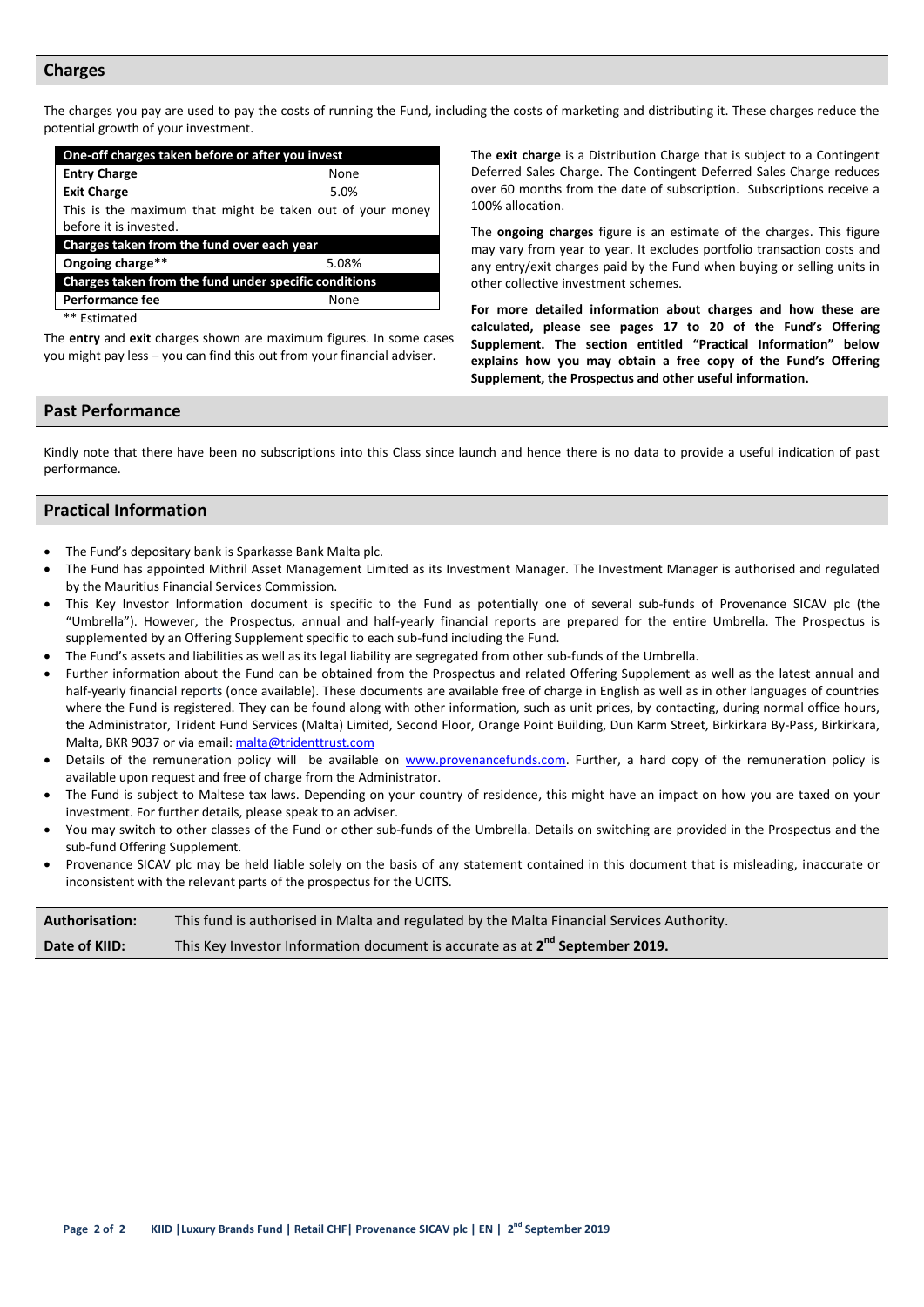## Charges

The charges you pay are used to pay the costs of running the Fund, including the costs of marketing and distributing it. These charges reduce the potential growth of your investment.

| One-off charges taken before or after you invest | |
|---|---|
| **Entry Charge** | None |
| **Exit Charge** | 5.0% |
| This is the maximum that might be taken out of your money before it is invested. | |
| **Charges taken from the fund over each year** | |
| **Ongoing charge**** | 5.08% |
| **Charges taken from the fund under specific conditions** | |
| **Performance fee** | None |

** Estimated

The **entry** and **exit** charges shown are maximum figures. In some cases you might pay less – you can find this out from your financial adviser.

The **exit charge** is a Distribution Charge that is subject to a Contingent Deferred Sales Charge. The Contingent Deferred Sales Charge reduces over 60 months from the date of subscription. Subscriptions receive a 100% allocation.

The **ongoing charges** figure is an estimate of the charges. This figure may vary from year to year. It excludes portfolio transaction costs and any entry/exit charges paid by the Fund when buying or selling units in other collective investment schemes.

**For more detailed information about charges and how these are calculated, please see pages 17 to 20 of the Fund's Offering Supplement. The section entitled "Practical Information" below explains how you may obtain a free copy of the Fund's Offering Supplement, the Prospectus and other useful information.**

## Past Performance

Kindly note that there have been no subscriptions into this Class since launch and hence there is no data to provide a useful indication of past performance.

## Practical Information

- The Fund's depositary bank is Sparkasse Bank Malta plc.
- The Fund has appointed Mithril Asset Management Limited as its Investment Manager. The Investment Manager is authorised and regulated by the Mauritius Financial Services Commission.
- This Key Investor Information document is specific to the Fund as potentially one of several sub-funds of Provenance SICAV plc (the "Umbrella"). However, the Prospectus, annual and half-yearly financial reports are prepared for the entire Umbrella. The Prospectus is supplemented by an Offering Supplement specific to each sub-fund including the Fund.
- The Fund's assets and liabilities as well as its legal liability are segregated from other sub-funds of the Umbrella.
- Further information about the Fund can be obtained from the Prospectus and related Offering Supplement as well as the latest annual and half-yearly financial reports (once available). These documents are available free of charge in English as well as in other languages of countries where the Fund is registered. They can be found along with other information, such as unit prices, by contacting, during normal office hours, the Administrator, Trident Fund Services (Malta) Limited, Second Floor, Orange Point Building, Dun Karm Street, Birkirkara By-Pass, Birkirkara, Malta, BKR 9037 or via email: malta@tridenttrust.com
- Details of the remuneration policy will be available on www.provenancefunds.com. Further, a hard copy of the remuneration policy is available upon request and free of charge from the Administrator.
- The Fund is subject to Maltese tax laws. Depending on your country of residence, this might have an impact on how you are taxed on your investment. For further details, please speak to an adviser.
- You may switch to other classes of the Fund or other sub-funds of the Umbrella. Details on switching are provided in the Prospectus and the sub-fund Offering Supplement.
- Provenance SICAV plc may be held liable solely on the basis of any statement contained in this document that is misleading, inaccurate or inconsistent with the relevant parts of the prospectus for the UCITS.

| | |
|---|---|
| **Authorisation:** | This fund is authorised in Malta and regulated by the Malta Financial Services Authority. |
| **Date of KIID:** | This Key Investor Information document is accurate as at **2nd September 2019.** |